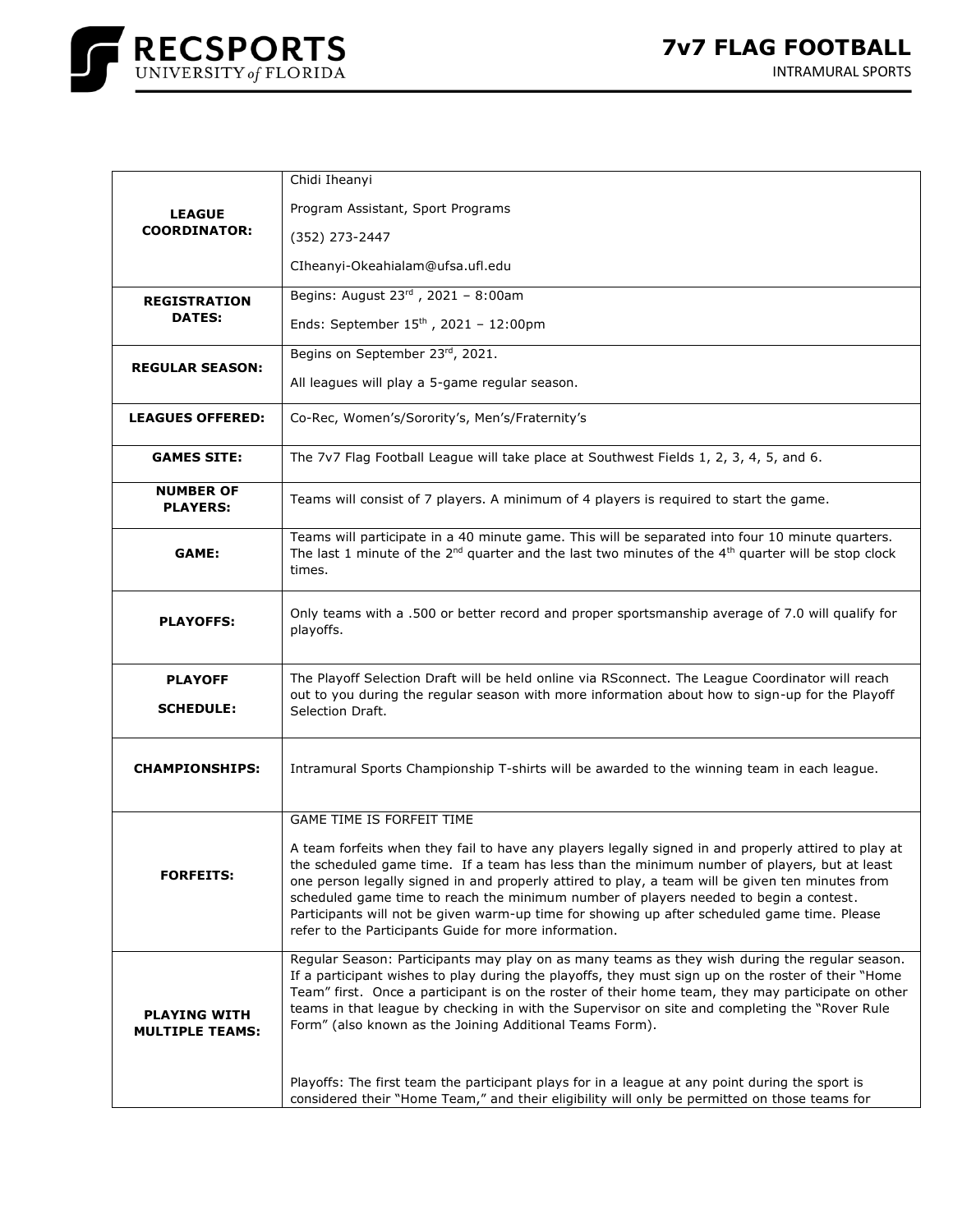# 7v7 FLAG FOOTBALL

INTRAMURAL SPORTS

| | |
|---|---|
| **LEAGUE COORDINATOR:** | Chidi Iheanyi<br><br>Program Assistant, Sport Programs<br><br>(352) 273-2447<br><br>CIheanyi-Okeahialam@ufsa.ufl.edu |
| **REGISTRATION DATES:** | Begins: August 23rd , 2021 – 8:00am<br><br>Ends: September 15th , 2021 – 12:00pm |
| **REGULAR SEASON:** | Begins on September 23rd, 2021.<br><br>All leagues will play a 5-game regular season. |
| **LEAGUES OFFERED:** | Co-Rec, Women's/Sorority's, Men's/Fraternity's |
| **GAMES SITE:** | The 7v7 Flag Football League will take place at Southwest Fields 1, 2, 3, 4, 5, and 6. |
| **NUMBER OF PLAYERS:** | Teams will consist of 7 players. A minimum of 4 players is required to start the game. |
| **GAME:** | Teams will participate in a 40 minute game. This will be separated into four 10 minute quarters. The last 1 minute of the 2nd quarter and the last two minutes of the 4th quarter will be stop clock times. |
| **PLAYOFFS:** | Only teams with a .500 or better record and proper sportsmanship average of 7.0 will qualify for playoffs. |
| **PLAYOFF SCHEDULE:** | The Playoff Selection Draft will be held online via RSconnect. The League Coordinator will reach out to you during the regular season with more information about how to sign-up for the Playoff Selection Draft. |
| **CHAMPIONSHIPS:** | Intramural Sports Championship T-shirts will be awarded to the winning team in each league. |
| **FORFEITS:** | GAME TIME IS FORFEIT TIME<br><br>A team forfeits when they fail to have any players legally signed in and properly attired to play at the scheduled game time. If a team has less than the minimum number of players, but at least one person legally signed in and properly attired to play, a team will be given ten minutes from scheduled game time to reach the minimum number of players needed to begin a contest. Participants will not be given warm-up time for showing up after scheduled game time. Please refer to the Participants Guide for more information. |
| **PLAYING WITH MULTIPLE TEAMS:** | Regular Season: Participants may play on as many teams as they wish during the regular season. If a participant wishes to play during the playoffs, they must sign up on the roster of their "Home Team" first. Once a participant is on the roster of their home team, they may participate on other teams in that league by checking in with the Supervisor on site and completing the "Rover Rule Form" (also known as the Joining Additional Teams Form).<br><br>Playoffs: The first team the participant plays for in a league at any point during the sport is considered their "Home Team," and their eligibility will only be permitted on those teams for |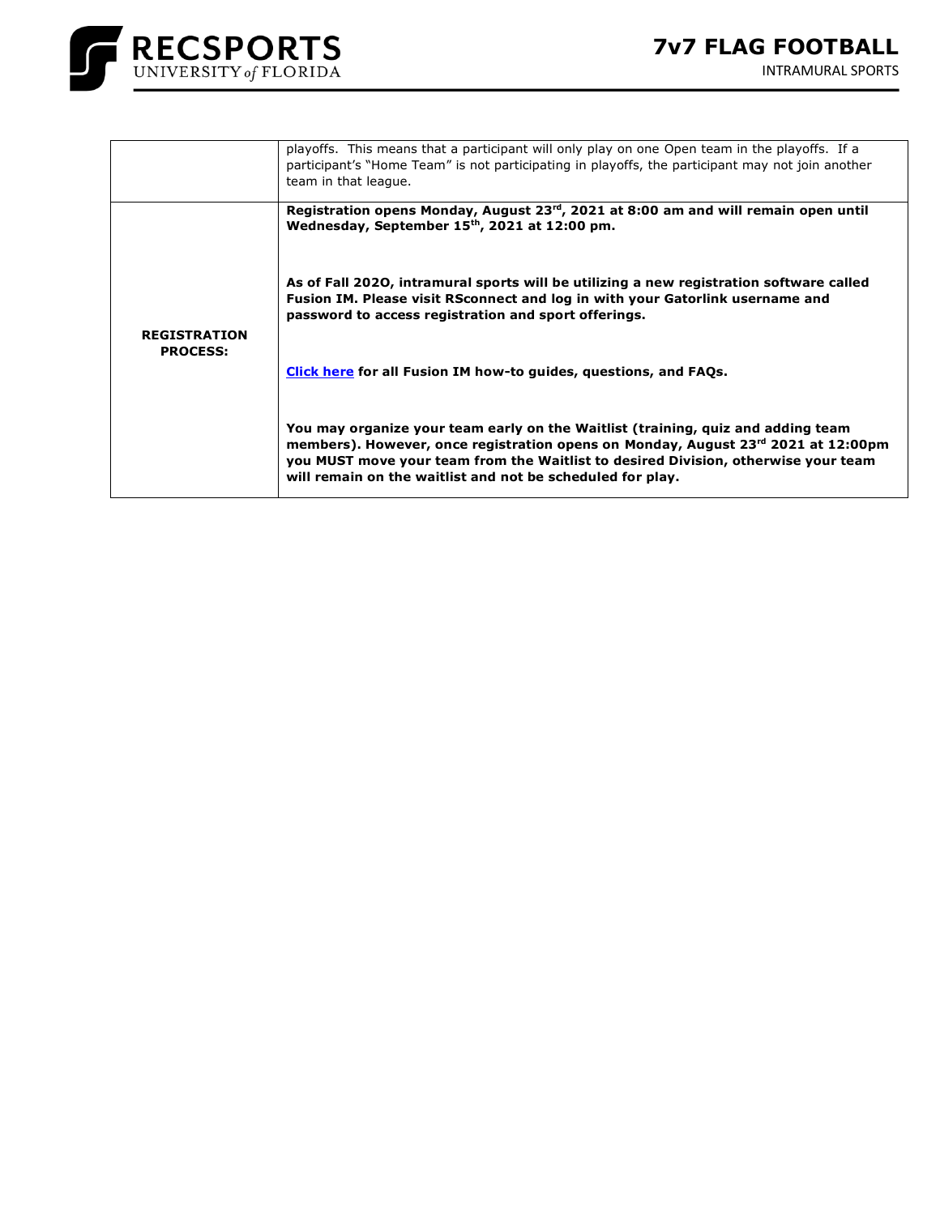| | |
|---|---|
| | playoffs. This means that a participant will only play on one Open team in the playoffs. If a participant's "Home Team" is not participating in playoffs, the participant may not join another team in that league. |
| **REGISTRATION PROCESS:** | **Registration opens Monday, August 23rd, 2021 at 8:00 am and will remain open until Wednesday, September 15th, 2021 at 12:00 pm.**<br><br>**As of Fall 202O, intramural sports will be utilizing a new registration software called Fusion IM. Please visit RSconnect and log in with your Gatorlink username and password to access registration and sport offerings.**<br><br>**Click here for all Fusion IM how-to guides, questions, and FAQs.**<br><br>**You may organize your team early on the Waitlist (training, quiz and adding team members). However, once registration opens on Monday, August 23rd 2021 at 12:00pm you MUST move your team from the Waitlist to desired Division, otherwise your team will remain on the waitlist and not be scheduled for play.** |